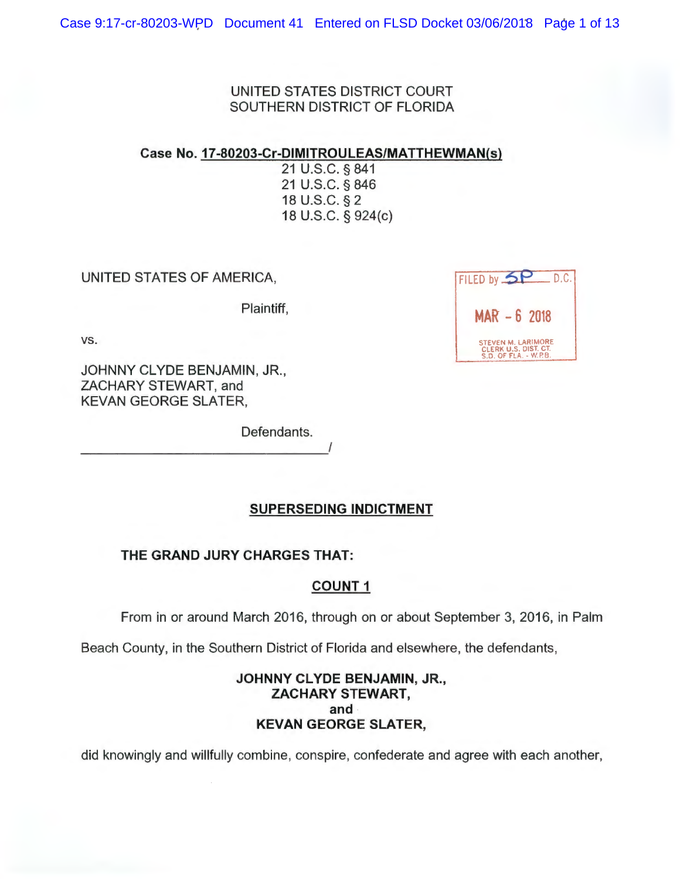UNITED STATES DISTRICT COURT
SOUTHERN DISTRICT OF FLORIDA

**Case No. 17-80203-Cr-DIMITROULEAS/MATTHEWMAN(s)**
21 U.S.C. § 841
21 U.S.C. § 846
18 U.S.C. § 2
18 U.S.C. § 924(c)

UNITED STATES OF AMERICA,

Plaintiff,

vs.

JOHNNY CLYDE BENJAMIN, JR.,
ZACHARY STEWART, and
KEVAN GEORGE SLATER,

Defendants.
_________________________________/

FILED by SP D.C.
MAR - 6 2018
STEVEN M. LARIMORE
CLERK U.S. DIST. CT.
S.D. OF FLA. - W.P.B.

## SUPERSEDING INDICTMENT

**THE GRAND JURY CHARGES THAT:**

### COUNT 1

From in or around March 2016, through on or about September 3, 2016, in Palm Beach County, in the Southern District of Florida and elsewhere, the defendants,

**JOHNNY CLYDE BENJAMIN, JR.,**
**ZACHARY STEWART,**
**and**
**KEVAN GEORGE SLATER,**

did knowingly and willfully combine, conspire, confederate and agree with each another,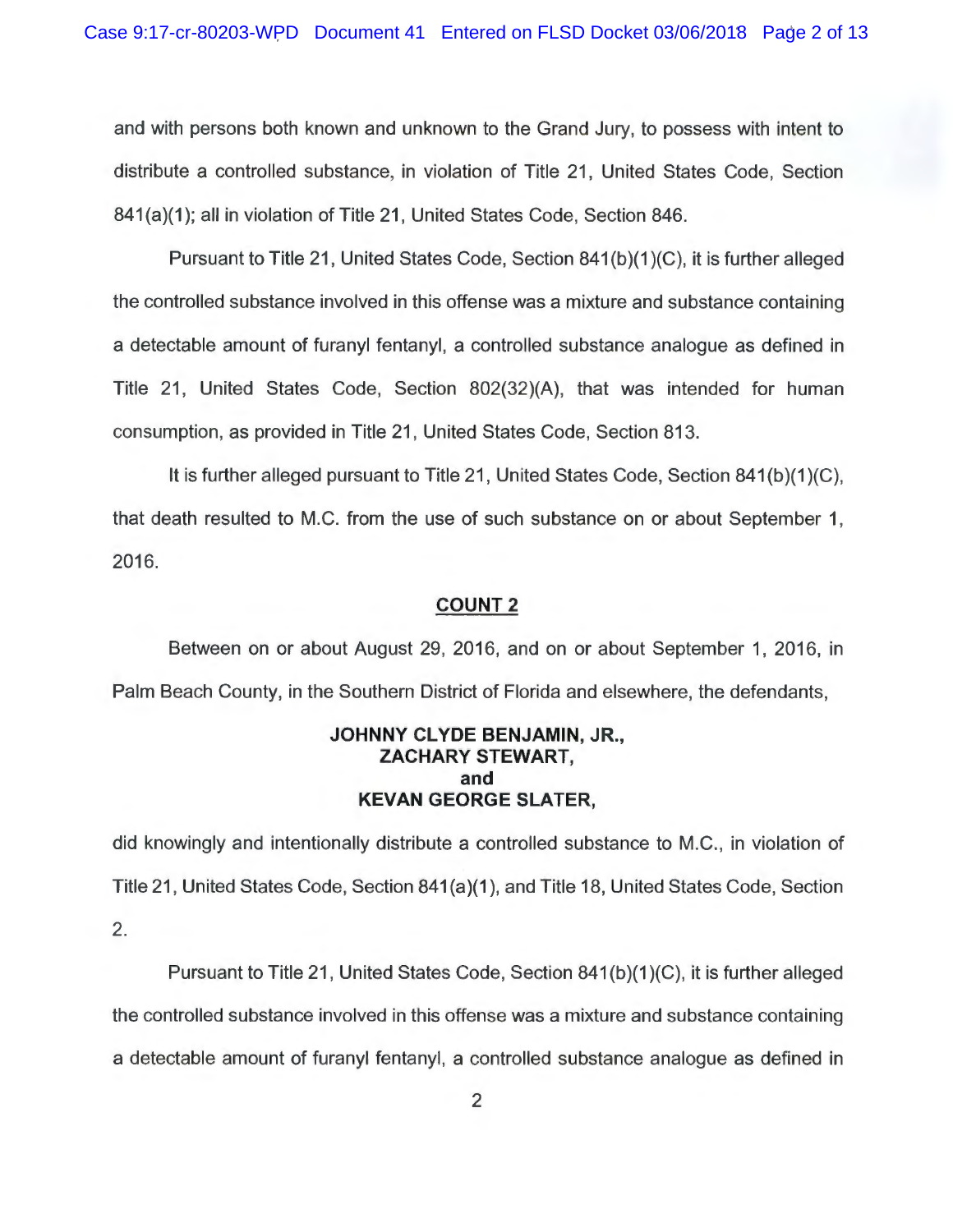and with persons both known and unknown to the Grand Jury, to possess with intent to distribute a controlled substance, in violation of Title 21, United States Code, Section 841(a)(1); all in violation of Title 21, United States Code, Section 846.

Pursuant to Title 21, United States Code, Section 841(b)(1)(C), it is further alleged the controlled substance involved in this offense was a mixture and substance containing a detectable amount of furanyl fentanyl, a controlled substance analogue as defined in Title 21, United States Code, Section 802(32)(A), that was intended for human consumption, as provided in Title 21, United States Code, Section 813.

It is further alleged pursuant to Title 21, United States Code, Section 841(b)(1)(C), that death resulted to M.C. from the use of such substance on or about September 1, 2016.

## COUNT 2

Between on or about August 29, 2016, and on or about September 1, 2016, in Palm Beach County, in the Southern District of Florida and elsewhere, the defendants,

**JOHNNY CLYDE BENJAMIN, JR.,**
**ZACHARY STEWART,**
**and**
**KEVAN GEORGE SLATER,**

did knowingly and intentionally distribute a controlled substance to M.C., in violation of Title 21, United States Code, Section 841(a)(1), and Title 18, United States Code, Section 2.

Pursuant to Title 21, United States Code, Section 841(b)(1)(C), it is further alleged the controlled substance involved in this offense was a mixture and substance containing a detectable amount of furanyl fentanyl, a controlled substance analogue as defined in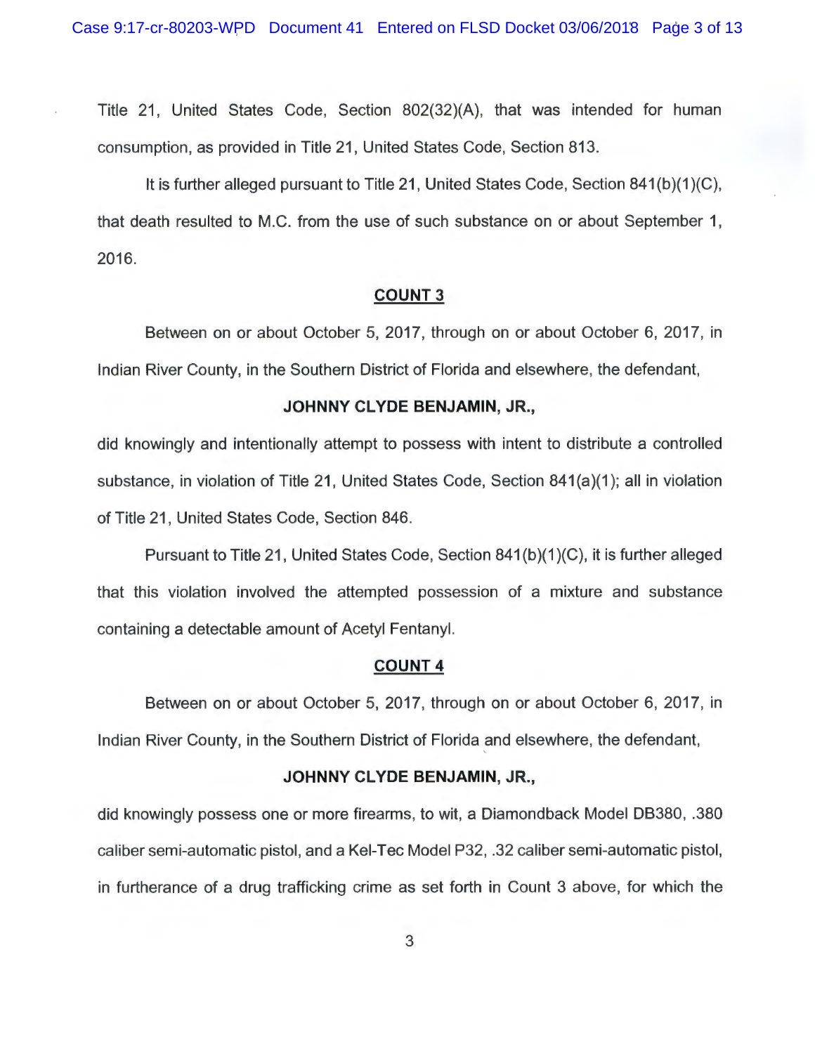Title 21, United States Code, Section 802(32)(A), that was intended for human consumption, as provided in Title 21, United States Code, Section 813.

It is further alleged pursuant to Title 21, United States Code, Section 841(b)(1)(C), that death resulted to M.C. from the use of such substance on or about September 1, 2016.

## COUNT 3

Between on or about October 5, 2017, through on or about October 6, 2017, in Indian River County, in the Southern District of Florida and elsewhere, the defendant,

**JOHNNY CLYDE BENJAMIN, JR.,**

did knowingly and intentionally attempt to possess with intent to distribute a controlled substance, in violation of Title 21, United States Code, Section 841(a)(1); all in violation of Title 21, United States Code, Section 846.

Pursuant to Title 21, United States Code, Section 841(b)(1)(C), it is further alleged that this violation involved the attempted possession of a mixture and substance containing a detectable amount of Acetyl Fentanyl.

## COUNT 4

Between on or about October 5, 2017, through on or about October 6, 2017, in Indian River County, in the Southern District of Florida and elsewhere, the defendant,

**JOHNNY CLYDE BENJAMIN, JR.,**

did knowingly possess one or more firearms, to wit, a Diamondback Model DB380, .380 caliber semi-automatic pistol, and a Kel-Tec Model P32, .32 caliber semi-automatic pistol, in furtherance of a drug trafficking crime as set forth in Count 3 above, for which the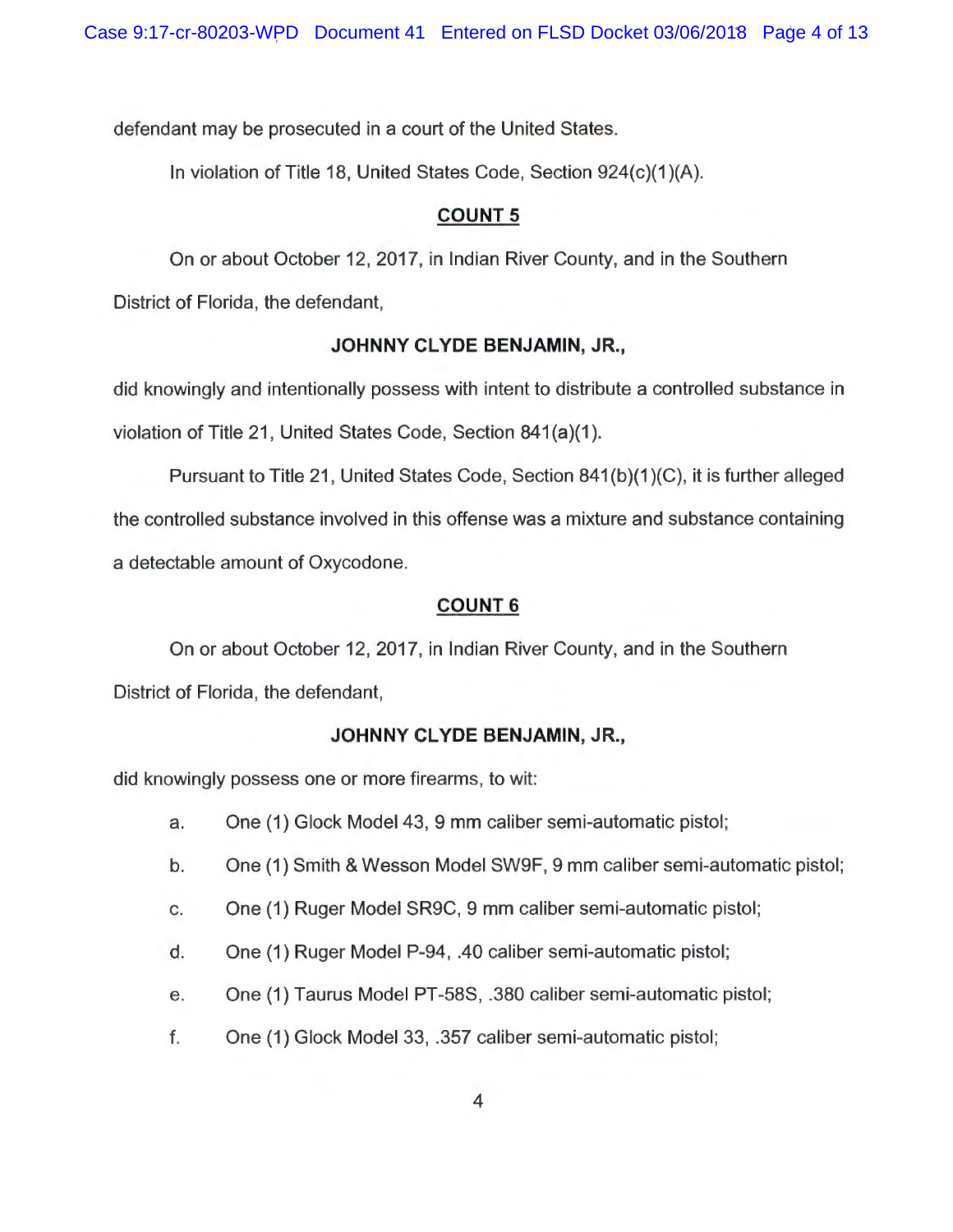defendant may be prosecuted in a court of the United States.

In violation of Title 18, United States Code, Section 924(c)(1)(A).

## COUNT 5

On or about October 12, 2017, in Indian River County, and in the Southern District of Florida, the defendant,

**JOHNNY CLYDE BENJAMIN, JR.,**

did knowingly and intentionally possess with intent to distribute a controlled substance in violation of Title 21, United States Code, Section 841(a)(1).

Pursuant to Title 21, United States Code, Section 841(b)(1)(C), it is further alleged the controlled substance involved in this offense was a mixture and substance containing a detectable amount of Oxycodone.

## COUNT 6

On or about October 12, 2017, in Indian River County, and in the Southern District of Florida, the defendant,

**JOHNNY CLYDE BENJAMIN, JR.,**

did knowingly possess one or more firearms, to wit:

a. One (1) Glock Model 43, 9 mm caliber semi-automatic pistol;

b. One (1) Smith & Wesson Model SW9F, 9 mm caliber semi-automatic pistol;

c. One (1) Ruger Model SR9C, 9 mm caliber semi-automatic pistol;

d. One (1) Ruger Model P-94, .40 caliber semi-automatic pistol;

e. One (1) Taurus Model PT-58S, .380 caliber semi-automatic pistol;

f. One (1) Glock Model 33, .357 caliber semi-automatic pistol;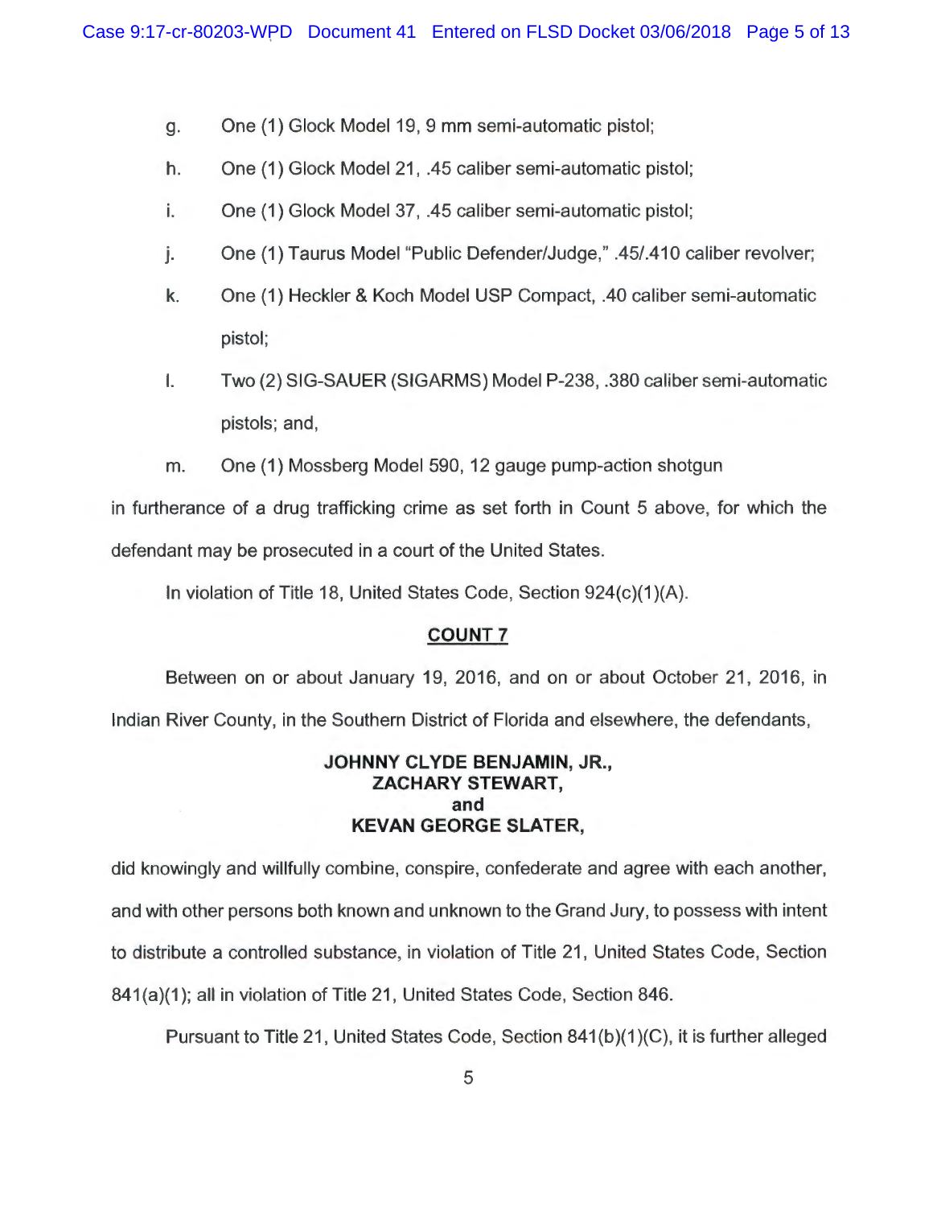g. One (1) Glock Model 19, 9 mm semi-automatic pistol;

h. One (1) Glock Model 21, .45 caliber semi-automatic pistol;

i. One (1) Glock Model 37, .45 caliber semi-automatic pistol;

j. One (1) Taurus Model "Public Defender/Judge," .45/.410 caliber revolver;

k. One (1) Heckler & Koch Model USP Compact, .40 caliber semi-automatic pistol;

l. Two (2) SIG-SAUER (SIGARMS) Model P-238, .380 caliber semi-automatic pistols; and,

m. One (1) Mossberg Model 590, 12 gauge pump-action shotgun

in furtherance of a drug trafficking crime as set forth in Count 5 above, for which the defendant may be prosecuted in a court of the United States.

In violation of Title 18, United States Code, Section 924(c)(1)(A).

## COUNT 7

Between on or about January 19, 2016, and on or about October 21, 2016, in Indian River County, in the Southern District of Florida and elsewhere, the defendants,

**JOHNNY CLYDE BENJAMIN, JR.,**
**ZACHARY STEWART,**
**and**
**KEVAN GEORGE SLATER,**

did knowingly and willfully combine, conspire, confederate and agree with each another, and with other persons both known and unknown to the Grand Jury, to possess with intent to distribute a controlled substance, in violation of Title 21, United States Code, Section 841(a)(1); all in violation of Title 21, United States Code, Section 846.

Pursuant to Title 21, United States Code, Section 841(b)(1)(C), it is further alleged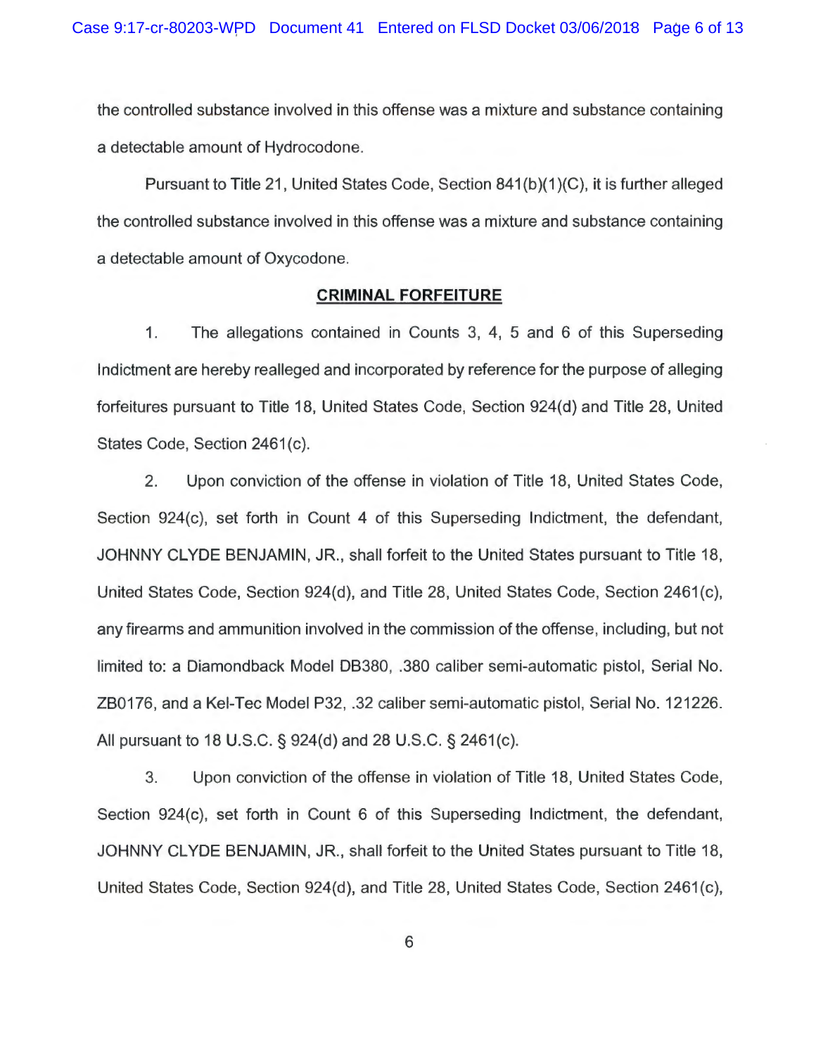the controlled substance involved in this offense was a mixture and substance containing a detectable amount of Hydrocodone.

Pursuant to Title 21, United States Code, Section 841(b)(1)(C), it is further alleged the controlled substance involved in this offense was a mixture and substance containing a detectable amount of Oxycodone.

## CRIMINAL FORFEITURE

1. The allegations contained in Counts 3, 4, 5 and 6 of this Superseding Indictment are hereby realleged and incorporated by reference for the purpose of alleging forfeitures pursuant to Title 18, United States Code, Section 924(d) and Title 28, United States Code, Section 2461(c).

2. Upon conviction of the offense in violation of Title 18, United States Code, Section 924(c), set forth in Count 4 of this Superseding Indictment, the defendant, JOHNNY CLYDE BENJAMIN, JR., shall forfeit to the United States pursuant to Title 18, United States Code, Section 924(d), and Title 28, United States Code, Section 2461(c), any firearms and ammunition involved in the commission of the offense, including, but not limited to: a Diamondback Model DB380, .380 caliber semi-automatic pistol, Serial No. ZB0176, and a Kel-Tec Model P32, .32 caliber semi-automatic pistol, Serial No. 121226. All pursuant to 18 U.S.C. § 924(d) and 28 U.S.C. § 2461(c).

3. Upon conviction of the offense in violation of Title 18, United States Code, Section 924(c), set forth in Count 6 of this Superseding Indictment, the defendant, JOHNNY CLYDE BENJAMIN, JR., shall forfeit to the United States pursuant to Title 18, United States Code, Section 924(d), and Title 28, United States Code, Section 2461(c),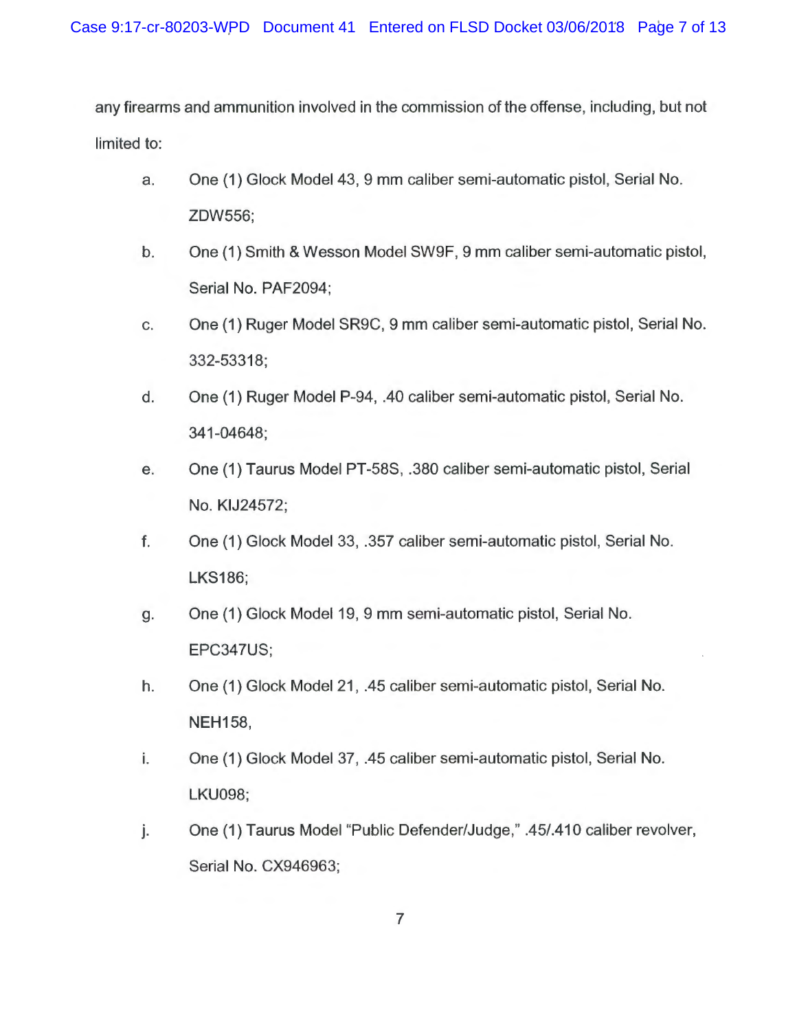any firearms and ammunition involved in the commission of the offense, including, but not limited to:

a. One (1) Glock Model 43, 9 mm caliber semi-automatic pistol, Serial No. ZDW556;

b. One (1) Smith & Wesson Model SW9F, 9 mm caliber semi-automatic pistol, Serial No. PAF2094;

c. One (1) Ruger Model SR9C, 9 mm caliber semi-automatic pistol, Serial No. 332-53318;

d. One (1) Ruger Model P-94, .40 caliber semi-automatic pistol, Serial No. 341-04648;

e. One (1) Taurus Model PT-58S, .380 caliber semi-automatic pistol, Serial No. KIJ24572;

f. One (1) Glock Model 33, .357 caliber semi-automatic pistol, Serial No. LKS186;

g. One (1) Glock Model 19, 9 mm semi-automatic pistol, Serial No. EPC347US;

h. One (1) Glock Model 21, .45 caliber semi-automatic pistol, Serial No. NEH158,

i. One (1) Glock Model 37, .45 caliber semi-automatic pistol, Serial No. LKU098;

j. One (1) Taurus Model "Public Defender/Judge," .45/.410 caliber revolver, Serial No. CX946963;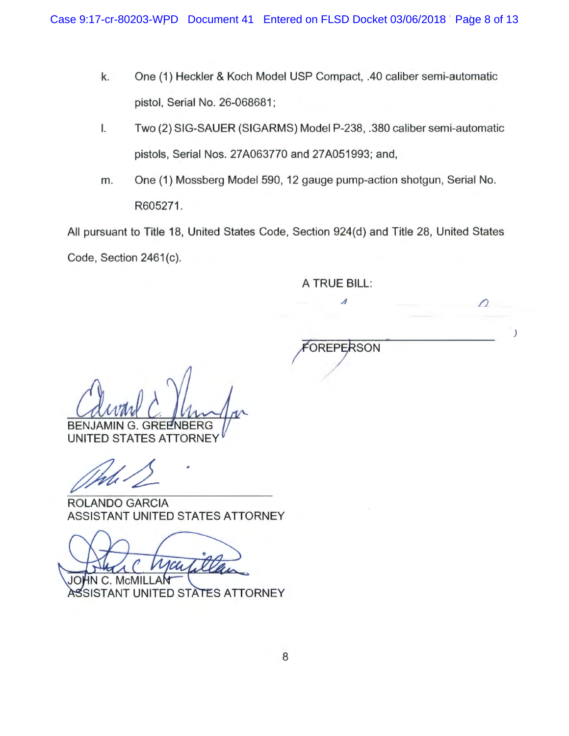k. One (1) Heckler & Koch Model USP Compact, .40 caliber semi-automatic pistol, Serial No. 26-068681;

l. Two (2) SIG-SAUER (SIGARMS) Model P-238, .380 caliber semi-automatic pistols, Serial Nos. 27A063770 and 27A051993; and,

m. One (1) Mossberg Model 590, 12 gauge pump-action shotgun, Serial No. R605271.

All pursuant to Title 18, United States Code, Section 924(d) and Title 28, United States Code, Section 2461(c).

A TRUE BILL:

FOREPERSON

BENJAMIN G. GREENBERG
UNITED STATES ATTORNEY

ROLANDO GARCIA
ASSISTANT UNITED STATES ATTORNEY

JOHN C. McMILLAN
ASSISTANT UNITED STATES ATTORNEY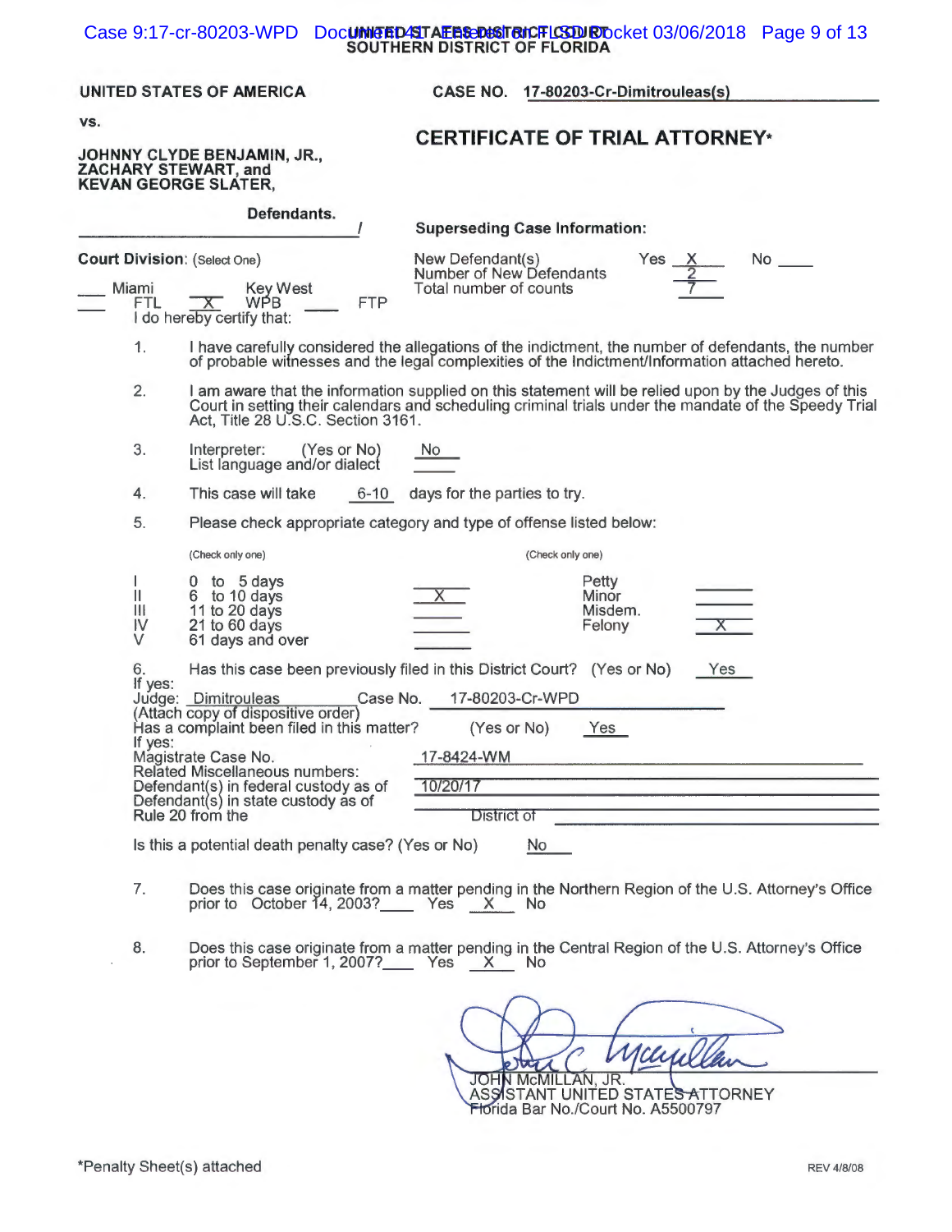UNITED STATES DISTRICT COURT
SOUTHERN DISTRICT OF FLORIDA

**UNITED STATES OF AMERICA**

**vs.**

**JOHNNY CLYDE BENJAMIN, JR., ZACHARY STEWART, and KEVAN GEORGE SLATER,**

**Defendants.** /

**CASE NO. 17-80203-Cr-Dimitrouleas(s)**

## CERTIFICATE OF TRIAL ATTORNEY*

**Superseding Case Information:**

New Defendant(s) Yes X No ____
Number of New Defendants 2
Total number of counts 7

**Court Division:** (Select One)

___ Miami ___ Key West
___ FTL X WPB ___ FTP

I do hereby certify that:

1. I have carefully considered the allegations of the indictment, the number of defendants, the number of probable witnesses and the legal complexities of the Indictment/Information attached hereto.

2. I am aware that the information supplied on this statement will be relied upon by the Judges of this Court in setting their calendars and scheduling criminal trials under the mandate of the Speedy Trial Act, Title 28 U.S.C. Section 3161.

3. Interpreter: (Yes or No) No
List language and/or dialect ____

4. This case will take 6-10 days for the parties to try.

5. Please check appropriate category and type of offense listed below:

| (Check only one) | | | (Check only one) | |
|---|---|---|---|---|
| I | 0 to 5 days | | Petty | |
| II | 6 to 10 days | X | Minor | |
| III | 11 to 20 days | | Misdem. | |
| IV | 21 to 60 days | | Felony | X |
| V | 61 days and over | | | |

6. Has this case been previously filed in this District Court? (Yes or No) Yes
If yes:
Judge: Dimitrouleas Case No. 17-80203-Cr-WPD
(Attach copy of dispositive order)
Has a complaint been filed in this matter? (Yes or No) Yes
If yes:
Magistrate Case No. 17-8424-WM
Related Miscellaneous numbers:
Defendant(s) in federal custody as of 10/20/17
Defendant(s) in state custody as of
Rule 20 from the District of

Is this a potential death penalty case? (Yes or No) No

7. Does this case originate from a matter pending in the Northern Region of the U.S. Attorney's Office prior to October 14, 2003? ____ Yes X No

8. Does this case originate from a matter pending in the Central Region of the U.S. Attorney's Office prior to September 1, 2007? ____ Yes X No

JOHN McMILLAN, JR.
ASSISTANT UNITED STATES ATTORNEY
Florida Bar No./Court No. A5500797

*Penalty Sheet(s) attached

REV 4/8/08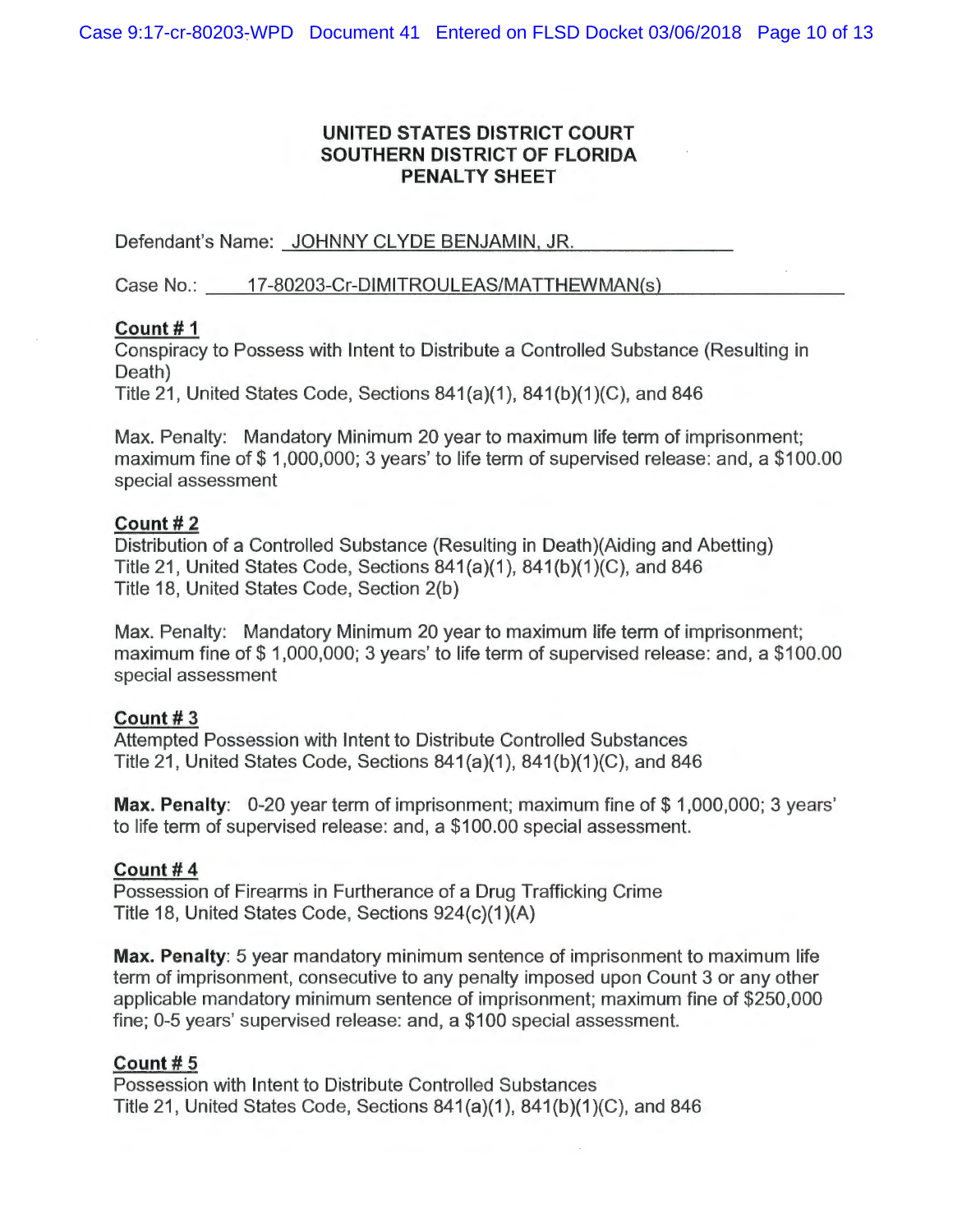**UNITED STATES DISTRICT COURT**
**SOUTHERN DISTRICT OF FLORIDA**
**PENALTY SHEET**

Defendant's Name: JOHNNY CLYDE BENJAMIN, JR.

Case No.: 17-80203-Cr-DIMITROULEAS/MATTHEWMAN(s)

**Count # 1**

Conspiracy to Possess with Intent to Distribute a Controlled Substance (Resulting in Death)
Title 21, United States Code, Sections 841(a)(1), 841(b)(1)(C), and 846

Max. Penalty: Mandatory Minimum 20 year to maximum life term of imprisonment; maximum fine of $ 1,000,000; 3 years' to life term of supervised release: and, a $100.00 special assessment

**Count # 2**

Distribution of a Controlled Substance (Resulting in Death)(Aiding and Abetting)
Title 21, United States Code, Sections 841(a)(1), 841(b)(1)(C), and 846
Title 18, United States Code, Section 2(b)

Max. Penalty: Mandatory Minimum 20 year to maximum life term of imprisonment; maximum fine of $ 1,000,000; 3 years' to life term of supervised release: and, a $100.00 special assessment

**Count # 3**

Attempted Possession with Intent to Distribute Controlled Substances
Title 21, United States Code, Sections 841(a)(1), 841(b)(1)(C), and 846

**Max. Penalty**: 0-20 year term of imprisonment; maximum fine of $ 1,000,000; 3 years' to life term of supervised release: and, a $100.00 special assessment.

**Count # 4**

Possession of Firearms in Furtherance of a Drug Trafficking Crime
Title 18, United States Code, Sections 924(c)(1)(A)

**Max. Penalty**: 5 year mandatory minimum sentence of imprisonment to maximum life term of imprisonment, consecutive to any penalty imposed upon Count 3 or any other applicable mandatory minimum sentence of imprisonment; maximum fine of $250,000 fine; 0-5 years' supervised release: and, a $100 special assessment.

**Count # 5**

Possession with Intent to Distribute Controlled Substances
Title 21, United States Code, Sections 841(a)(1), 841(b)(1)(C), and 846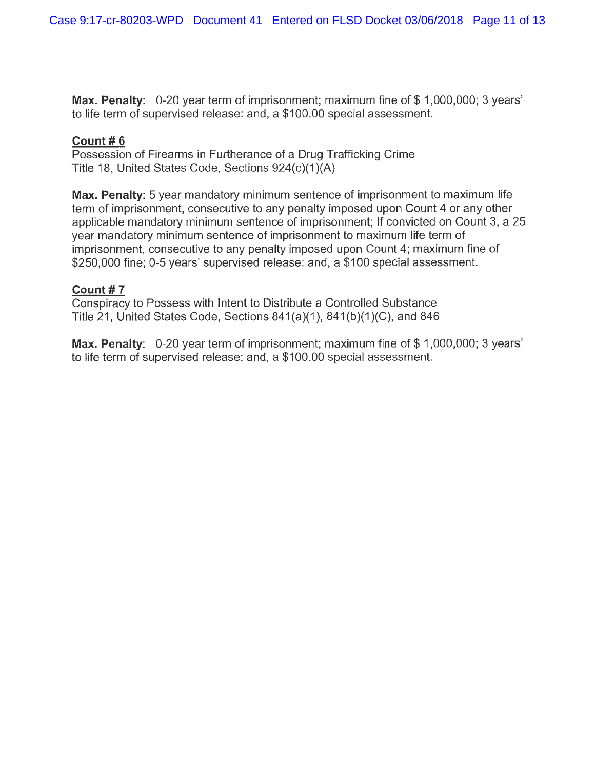**Max. Penalty**: 0-20 year term of imprisonment; maximum fine of $ 1,000,000; 3 years' to life term of supervised release: and, a $100.00 special assessment.

**Count # 6**

Possession of Firearms in Furtherance of a Drug Trafficking Crime
Title 18, United States Code, Sections 924(c)(1)(A)

**Max. Penalty**: 5 year mandatory minimum sentence of imprisonment to maximum life term of imprisonment, consecutive to any penalty imposed upon Count 4 or any other applicable mandatory minimum sentence of imprisonment; If convicted on Count 3, a 25 year mandatory minimum sentence of imprisonment to maximum life term of imprisonment, consecutive to any penalty imposed upon Count 4; maximum fine of $250,000 fine; 0-5 years' supervised release: and, a $100 special assessment.

**Count # 7**

Conspiracy to Possess with Intent to Distribute a Controlled Substance
Title 21, United States Code, Sections 841(a)(1), 841(b)(1)(C), and 846

**Max. Penalty**: 0-20 year term of imprisonment; maximum fine of $ 1,000,000; 3 years' to life term of supervised release: and, a $100.00 special assessment.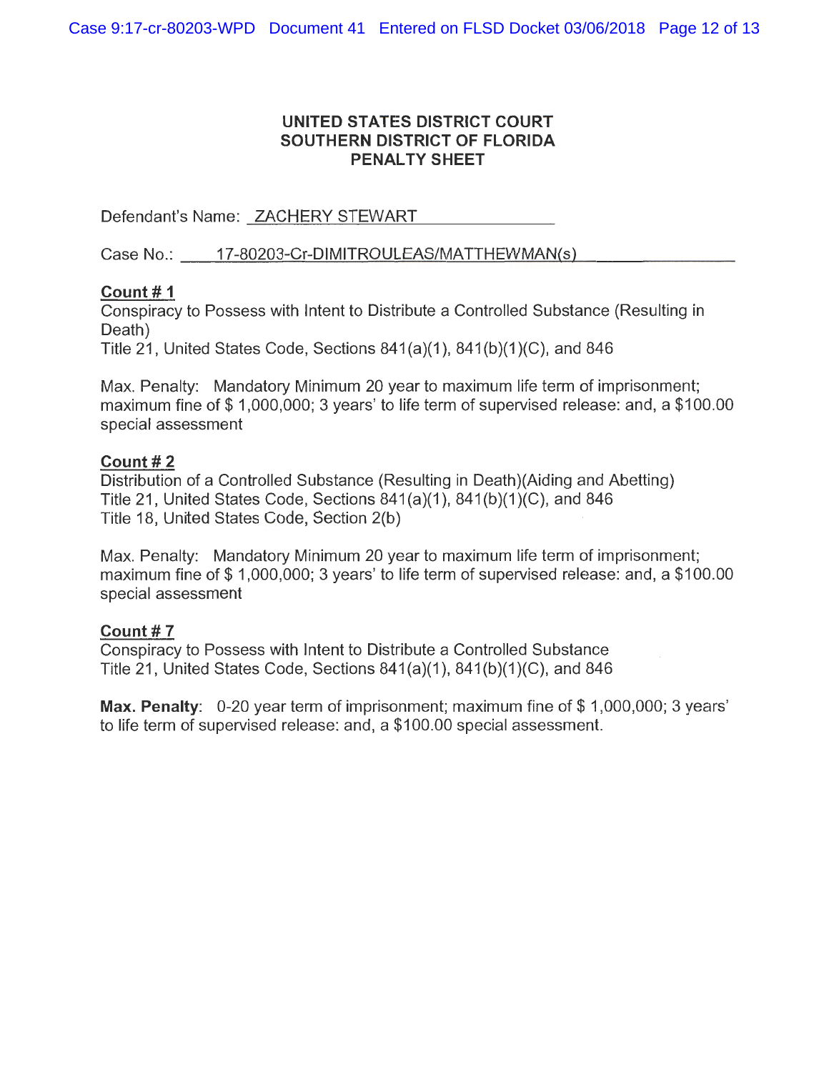# UNITED STATES DISTRICT COURT
# SOUTHERN DISTRICT OF FLORIDA
# PENALTY SHEET

Defendant's Name: ZACHERY STEWART

Case No.: 17-80203-Cr-DIMITROULEAS/MATTHEWMAN(s)

**Count # 1**

Conspiracy to Possess with Intent to Distribute a Controlled Substance (Resulting in Death)
Title 21, United States Code, Sections 841(a)(1), 841(b)(1)(C), and 846

Max. Penalty: Mandatory Minimum 20 year to maximum life term of imprisonment; maximum fine of $ 1,000,000; 3 years' to life term of supervised release: and, a $100.00 special assessment

**Count # 2**

Distribution of a Controlled Substance (Resulting in Death)(Aiding and Abetting)
Title 21, United States Code, Sections 841(a)(1), 841(b)(1)(C), and 846
Title 18, United States Code, Section 2(b)

Max. Penalty: Mandatory Minimum 20 year to maximum life term of imprisonment; maximum fine of $ 1,000,000; 3 years' to life term of supervised release: and, a $100.00 special assessment

**Count # 7**

Conspiracy to Possess with Intent to Distribute a Controlled Substance
Title 21, United States Code, Sections 841(a)(1), 841(b)(1)(C), and 846

**Max. Penalty**: 0-20 year term of imprisonment; maximum fine of $ 1,000,000; 3 years' to life term of supervised release: and, a $100.00 special assessment.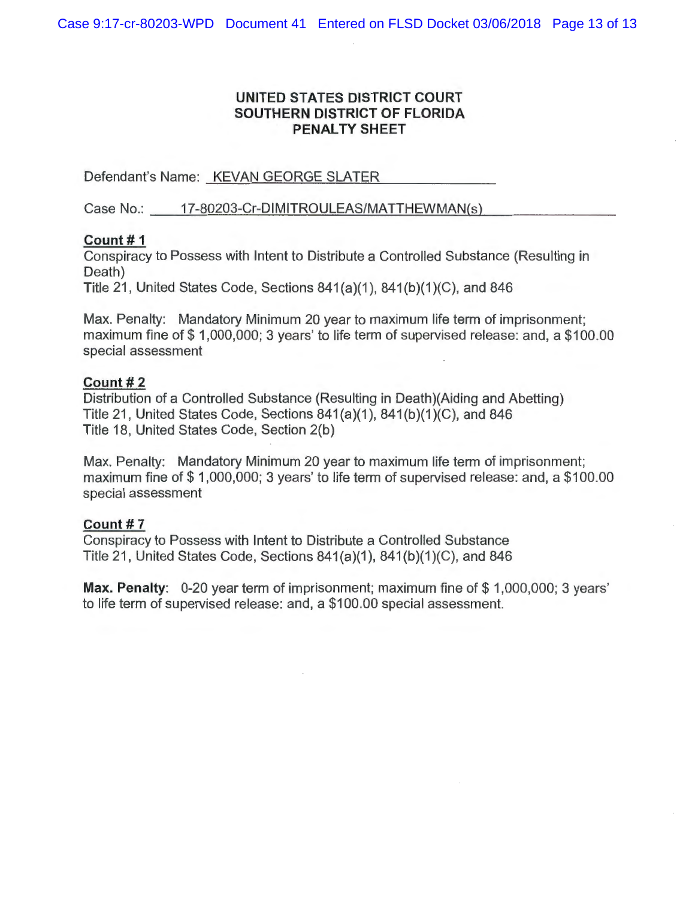**UNITED STATES DISTRICT COURT**
**SOUTHERN DISTRICT OF FLORIDA**
**PENALTY SHEET**

Defendant's Name: KEVAN GEORGE SLATER

Case No.: 17-80203-Cr-DIMITROULEAS/MATTHEWMAN(s)

**Count # 1**

Conspiracy to Possess with Intent to Distribute a Controlled Substance (Resulting in Death)
Title 21, United States Code, Sections 841(a)(1), 841(b)(1)(C), and 846

Max. Penalty: Mandatory Minimum 20 year to maximum life term of imprisonment; maximum fine of $ 1,000,000; 3 years' to life term of supervised release: and, a $100.00 special assessment

**Count # 2**

Distribution of a Controlled Substance (Resulting in Death)(Aiding and Abetting)
Title 21, United States Code, Sections 841(a)(1), 841(b)(1)(C), and 846
Title 18, United States Code, Section 2(b)

Max. Penalty: Mandatory Minimum 20 year to maximum life term of imprisonment; maximum fine of $ 1,000,000; 3 years' to life term of supervised release: and, a $100.00 special assessment

**Count # 7**

Conspiracy to Possess with Intent to Distribute a Controlled Substance
Title 21, United States Code, Sections 841(a)(1), 841(b)(1)(C), and 846

**Max. Penalty**: 0-20 year term of imprisonment; maximum fine of $ 1,000,000; 3 years' to life term of supervised release: and, a $100.00 special assessment.